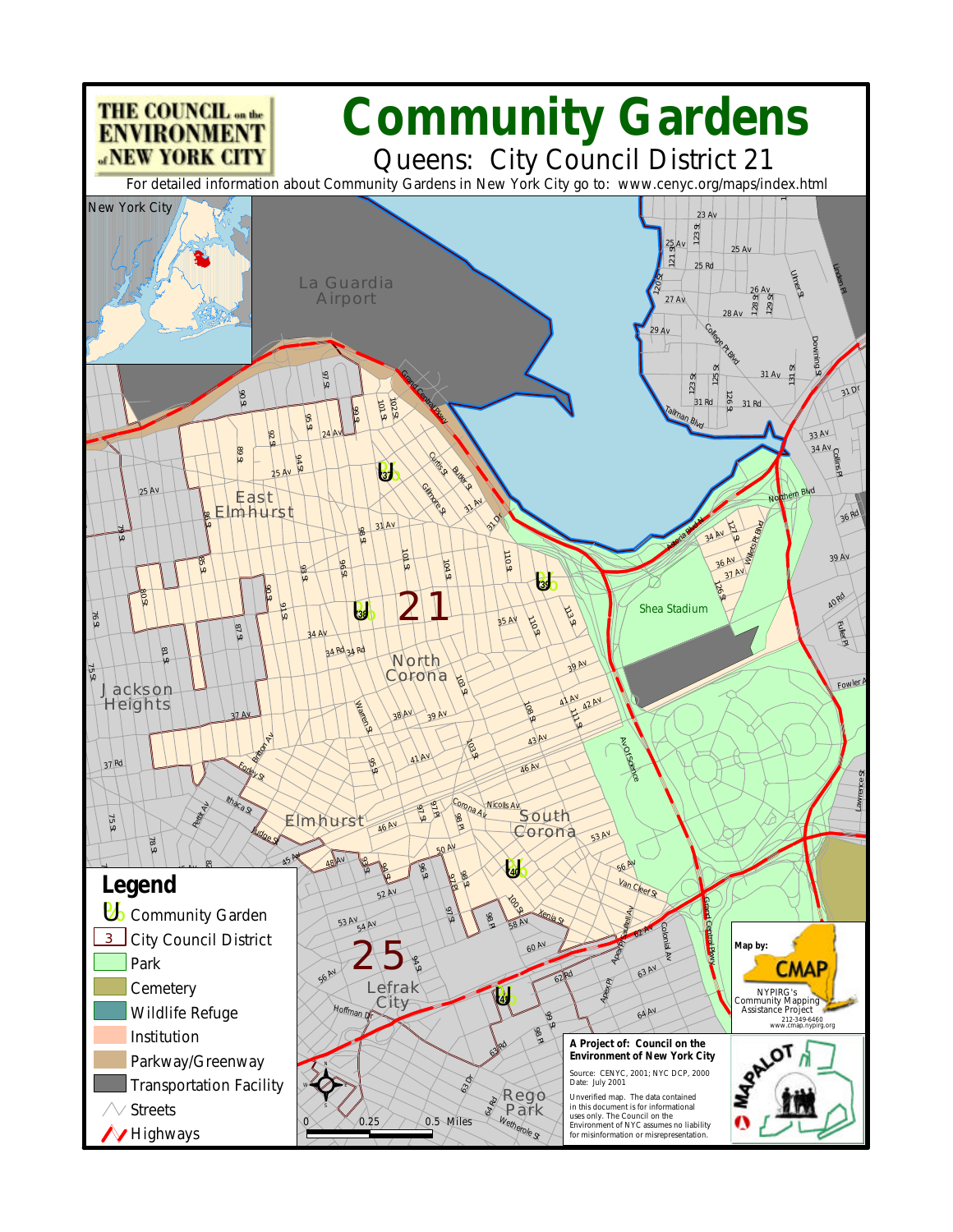THE COUNCIL on the ENVIRONMENT of NEW YORK CITY

# Community Gardens

## Queens: City Council District 21

For detailed information about Community Gardens in New York City go to: www.cenyc.org/maps/index.html

New York City

La Guardia Airport

East Elmhurst

North Corona

Jackson Heights

Elmhurst

South Corona

Lefrak City

Rego Park

Shea Stadium

21

25

### Legend

- Community Garden
- City Council District
- Park
- Cemetery
- Wildlife Refuge
- Institution
- Parkway/Greenway
- Transportation Facility
- Streets
- Highways

0 0.25 0.5 Miles

Map by: CMAP
NYPIRG's Community Mapping Assistance Project
212-349-6460
www.cmap.nypirg.org

**A Project of: Council on the Environment of New York City**

Source: CENYC, 2001; NYC DCP, 2000
Date: July 2001

Unverified map. The data contained in this document is for informational uses only. The Council on the Environment of NYC assumes no liability for misinformation or misrepresentation.

MAPALOT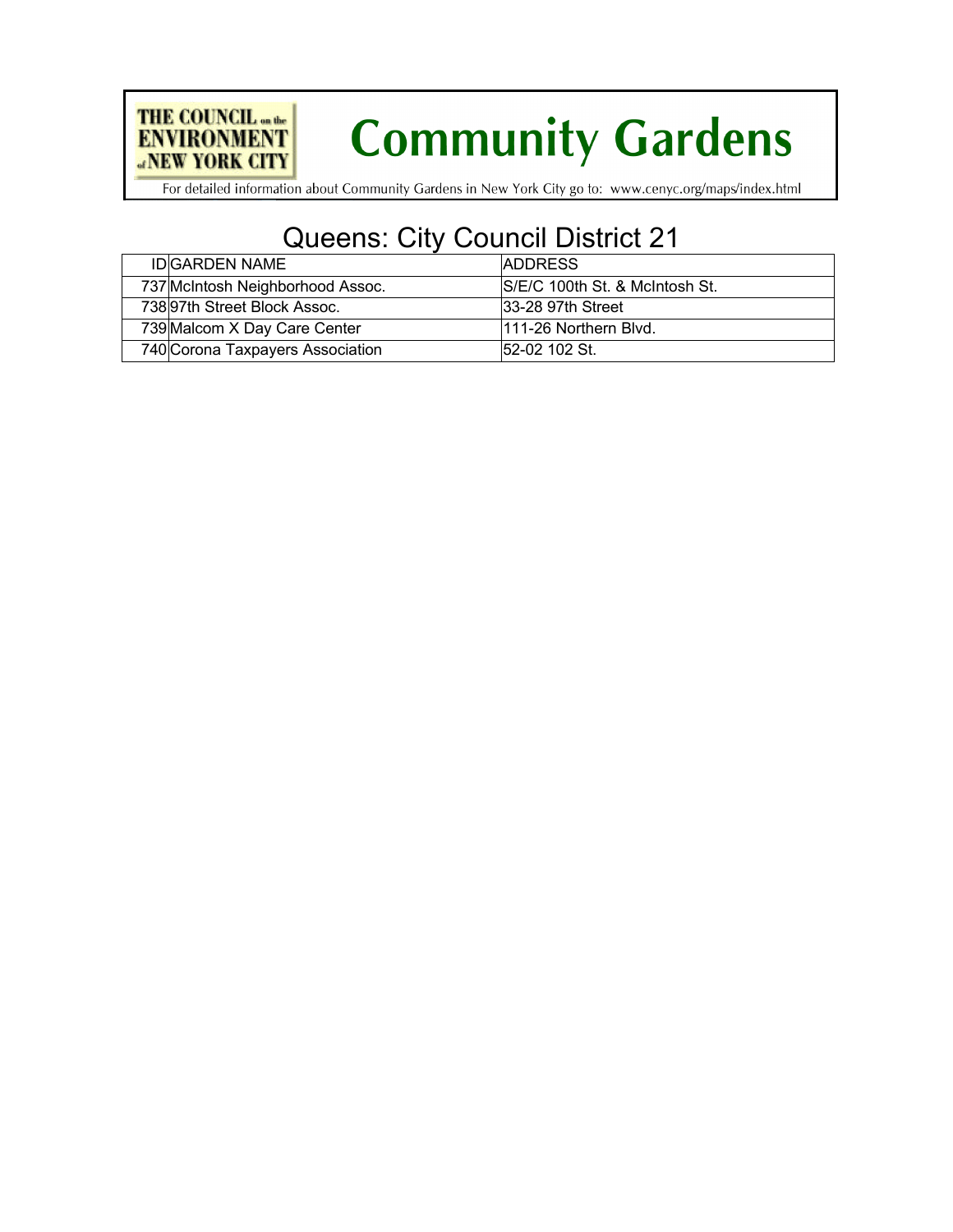THE COUNCIL on the ENVIRONMENT of NEW YORK CITY

# Community Gardens

For detailed information about Community Gardens in New York City go to: www.cenyc.org/maps/index.html

## Queens: City Council District 21

| ID | GARDEN NAME | ADDRESS |
|---|---|---|
| 737 | McIntosh Neighborhood Assoc. | S/E/C 100th St. & McIntosh St. |
| 738 | 97th Street Block Assoc. | 33-28 97th Street |
| 739 | Malcom X Day Care Center | 111-26 Northern Blvd. |
| 740 | Corona Taxpayers Association | 52-02 102 St. |